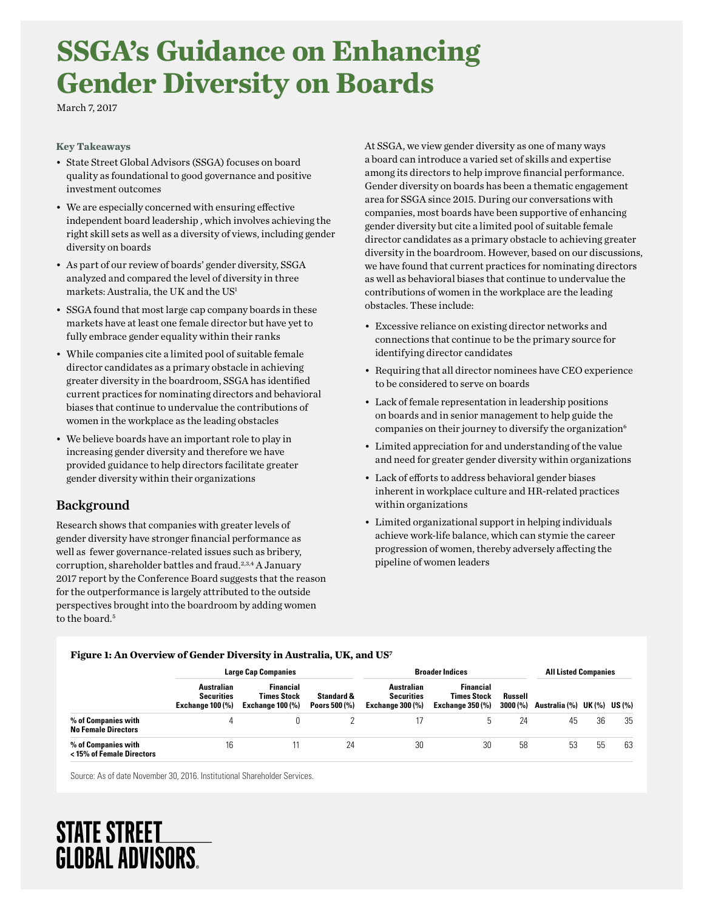# SSGA's Guidance on Enhancing Gender Diversity on Boards

March 7, 2017

### Key Takeaways

- State Street Global Advisors (SSGA) focuses on board quality as foundational to good governance and positive investment outcomes
- We are especially concerned with ensuring effective independent board leadership , which involves achieving the right skill sets as well as a diversity of views, including gender diversity on boards
- As part of our review of boards' gender diversity, SSGA analyzed and compared the level of diversity in three markets: Australia, the UK and the US[1]
- SSGA found that most large cap company boards in these markets have at least one female director but have yet to fully embrace gender equality within their ranks
- While companies cite a limited pool of suitable female director candidates as a primary obstacle in achieving greater diversity in the boardroom, SSGA has identified current practices for nominating directors and behavioral biases that continue to undervalue the contributions of women in the workplace as the leading obstacles
- We believe boards have an important role to play in increasing gender diversity and therefore we have provided guidance to help directors facilitate greater gender diversity within their organizations

## Background

Research shows that companies with greater levels of gender diversity have stronger financial performance as well as fewer governance-related issues such as bribery, corruption, shareholder battles and fraud.[2,3,4] A January 2017 report by the Conference Board suggests that the reason for the outperformance is largely attributed to the outside perspectives brought into the boardroom by adding women to the board.[5]

At SSGA, we view gender diversity as one of many ways a board can introduce a varied set of skills and expertise among its directors to help improve financial performance. Gender diversity on boards has been a thematic engagement area for SSGA since 2015. During our conversations with companies, most boards have been supportive of enhancing gender diversity but cite a limited pool of suitable female director candidates as a primary obstacle to achieving greater diversity in the boardroom. However, based on our discussions, we have found that current practices for nominating directors as well as behavioral biases that continue to undervalue the contributions of women in the workplace are the leading obstacles. These include:

- Excessive reliance on existing director networks and connections that continue to be the primary source for identifying director candidates
- Requiring that all director nominees have CEO experience to be considered to serve on boards
- Lack of female representation in leadership positions on boards and in senior management to help guide the companies on their journey to diversify the organization[6]
- Limited appreciation for and understanding of the value and need for greater gender diversity within organizations
- Lack of efforts to address behavioral gender biases inherent in workplace culture and HR-related practices within organizations
- Limited organizational support in helping individuals achieve work-life balance, which can stymie the career progression of women, thereby adversely affecting the pipeline of women leaders

**Figure 1: An Overview of Gender Diversity in Australia, UK, and US[7]**

| | Large Cap Companies | | | Broader Indices | | | All Listed Companies | | |
|---|---|---|---|---|---|---|---|---|---|
| | Australian Securities Exchange 100 (%) | Financial Times Stock Exchange 100 (%) | Standard & Poors 500 (%) | Australian Securities Exchange 300 (%) | Financial Times Stock Exchange 350 (%) | Russell 3000 (%) | Australia (%) | UK (%) | US (%) |
| **% of Companies with No Female Directors** | 4 | 0 | 2 | 17 | 5 | 24 | 45 | 36 | 35 |
| **% of Companies with < 15% of Female Directors** | 16 | 11 | 24 | 30 | 30 | 58 | 53 | 55 | 63 |

Source: As of date November 30, 2016. Institutional Shareholder Services.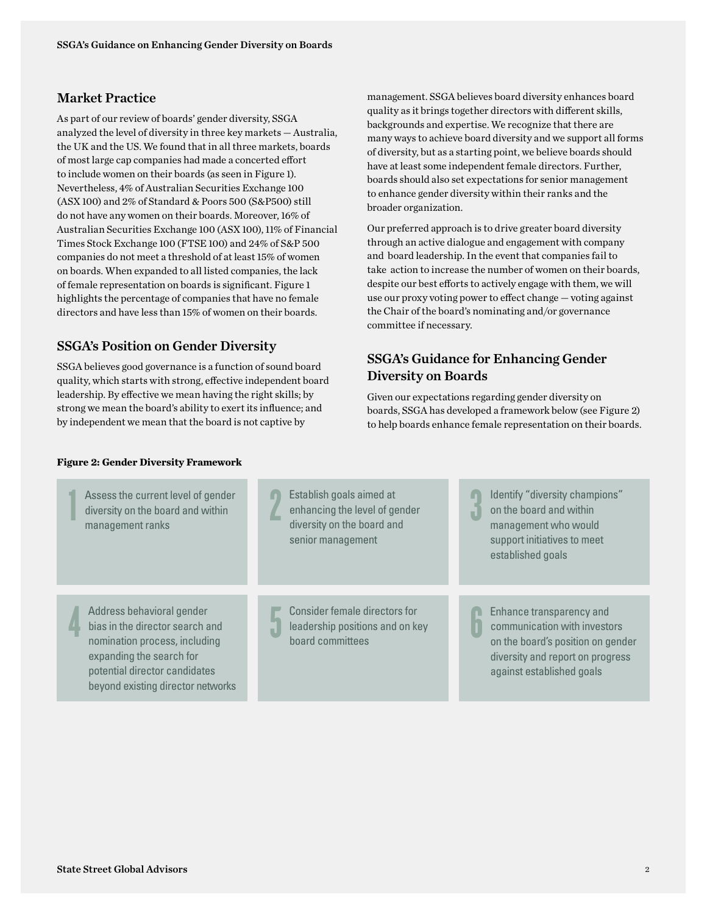## Market Practice

As part of our review of boards' gender diversity, SSGA analyzed the level of diversity in three key markets — Australia, the UK and the US. We found that in all three markets, boards of most large cap companies had made a concerted effort to include women on their boards (as seen in Figure 1). Nevertheless, 4% of Australian Securities Exchange 100 (ASX 100) and 2% of Standard & Poors 500 (S&P500) still do not have any women on their boards. Moreover, 16% of Australian Securities Exchange 100 (ASX 100), 11% of Financial Times Stock Exchange 100 (FTSE 100) and 24% of S&P 500 companies do not meet a threshold of at least 15% of women on boards. When expanded to all listed companies, the lack of female representation on boards is significant. Figure 1 highlights the percentage of companies that have no female directors and have less than 15% of women on their boards.

## SSGA's Position on Gender Diversity

SSGA believes good governance is a function of sound board quality, which starts with strong, effective independent board leadership. By effective we mean having the right skills; by strong we mean the board's ability to exert its influence; and by independent we mean that the board is not captive by management. SSGA believes board diversity enhances board quality as it brings together directors with different skills, backgrounds and expertise. We recognize that there are many ways to achieve board diversity and we support all forms of diversity, but as a starting point, we believe boards should have at least some independent female directors. Further, boards should also set expectations for senior management to enhance gender diversity within their ranks and the broader organization.

Our preferred approach is to drive greater board diversity through an active dialogue and engagement with company and board leadership. In the event that companies fail to take action to increase the number of women on their boards, despite our best efforts to actively engage with them, we will use our proxy voting power to effect change — voting against the Chair of the board's nominating and/or governance committee if necessary.

## SSGA's Guidance for Enhancing Gender Diversity on Boards

Given our expectations regarding gender diversity on boards, SSGA has developed a framework below (see Figure 2) to help boards enhance female representation on their boards.

**Figure 2: Gender Diversity Framework**

1. Assess the current level of gender diversity on the board and within management ranks
2. Establish goals aimed at enhancing the level of gender diversity on the board and senior management
3. Identify "diversity champions" on the board and within management who would support initiatives to meet established goals
4. Address behavioral gender bias in the director search and nomination process, including expanding the search for potential director candidates beyond existing director networks
5. Consider female directors for leadership positions and on key board committees
6. Enhance transparency and communication with investors on the board's position on gender diversity and report on progress against established goals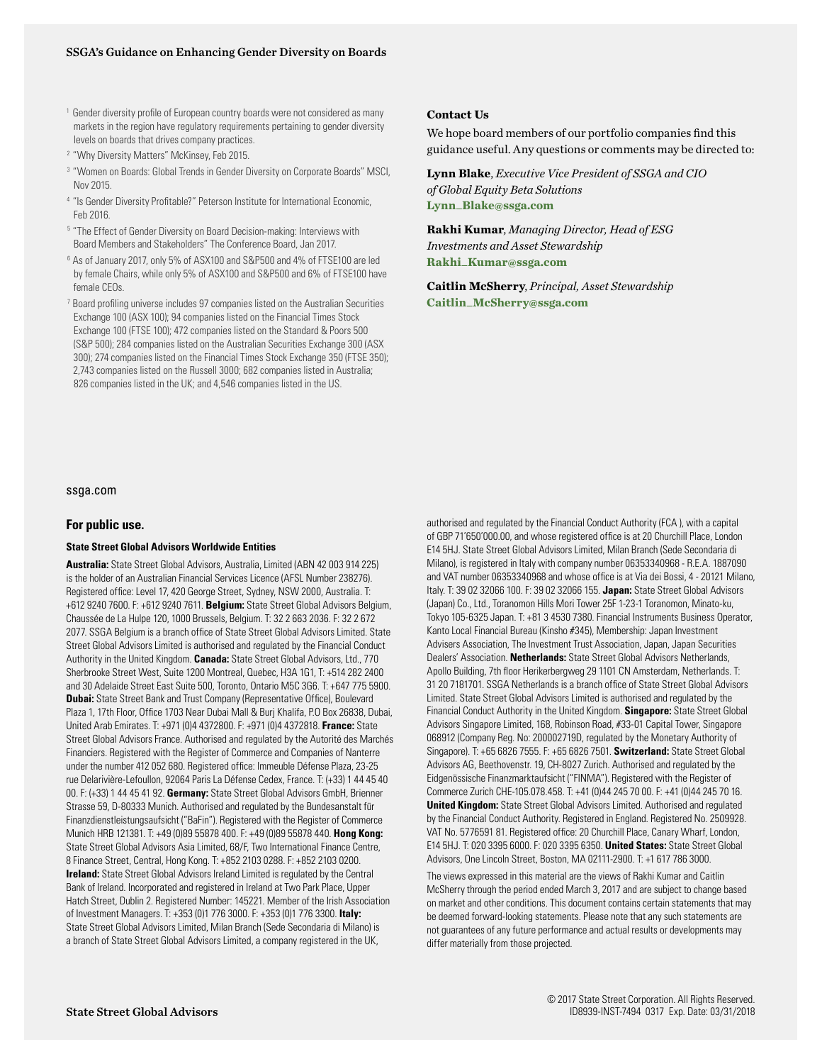[1] Gender diversity profile of European country boards were not considered as many markets in the region have regulatory requirements pertaining to gender diversity levels on boards that drives company practices.

[2] "Why Diversity Matters" McKinsey, Feb 2015.

[3] "Women on Boards: Global Trends in Gender Diversity on Corporate Boards" MSCI, Nov 2015.

[4] "Is Gender Diversity Profitable?" Peterson Institute for International Economic, Feb 2016.

[5] "The Effect of Gender Diversity on Board Decision-making: Interviews with Board Members and Stakeholders" The Conference Board, Jan 2017.

[6] As of January 2017, only 5% of ASX100 and S&P500 and 4% of FTSE100 are led by female Chairs, while only 5% of ASX100 and S&P500 and 6% of FTSE100 have female CEOs.

[7] Board profiling universe includes 97 companies listed on the Australian Securities Exchange 100 (ASX 100); 94 companies listed on the Financial Times Stock Exchange 100 (FTSE 100); 472 companies listed on the Standard & Poors 500 (S&P 500); 284 companies listed on the Australian Securities Exchange 300 (ASX 300); 274 companies listed on the Financial Times Stock Exchange 350 (FTSE 350); 2,743 companies listed on the Russell 3000; 682 companies listed in Australia; 826 companies listed in the UK; and 4,546 companies listed in the US.

**Contact Us**

We hope board members of our portfolio companies find this guidance useful. Any questions or comments may be directed to:

**Lynn Blake**, *Executive Vice President of SSGA and CIO of Global Equity Beta Solutions*
**Lynn_Blake@ssga.com**

**Rakhi Kumar**, *Managing Director, Head of ESG Investments and Asset Stewardship*
**Rakhi_Kumar@ssga.com**

**Caitlin McSherry**, *Principal, Asset Stewardship*
**Caitlin_McSherry@ssga.com**

ssga.com

**For public use.**

**State Street Global Advisors Worldwide Entities**

**Australia:** State Street Global Advisors, Australia, Limited (ABN 42 003 914 225) is the holder of an Australian Financial Services Licence (AFSL Number 238276). Registered office: Level 17, 420 George Street, Sydney, NSW 2000, Australia. T: +612 9240 7600. F: +612 9240 7611. **Belgium:** State Street Global Advisors Belgium, Chaussée de La Hulpe 120, 1000 Brussels, Belgium. T: 32 2 663 2036. F: 32 2 672 2077. SSGA Belgium is a branch office of State Street Global Advisors Limited. State Street Global Advisors Limited is authorised and regulated by the Financial Conduct Authority in the United Kingdom. **Canada:** State Street Global Advisors, Ltd., 770 Sherbrooke Street West, Suite 1200 Montreal, Quebec, H3A 1G1, T: +514 282 2400 and 30 Adelaide Street East Suite 500, Toronto, Ontario M5C 3G6. T: +647 775 5900. **Dubai:** State Street Bank and Trust Company (Representative Office), Boulevard Plaza 1, 17th Floor, Office 1703 Near Dubai Mall & Burj Khalifa, P.O Box 26838, Dubai, United Arab Emirates. T: +971 (0)4 4372800. F: +971 (0)4 4372818. **France:** State Street Global Advisors France. Authorised and regulated by the Autorité des Marchés Financiers. Registered with the Register of Commerce and Companies of Nanterre under the number 412 052 680. Registered office: Immeuble Défense Plaza, 23-25 rue Delarivière-Lefoullon, 92064 Paris La Défense Cedex, France. T: (+33) 1 44 45 40 00. F: (+33) 1 44 45 41 92. **Germany:** State Street Global Advisors GmbH, Brienner Strasse 59, D-80333 Munich. Authorised and regulated by the Bundesanstalt für Finanzdienstleistungsaufsicht ("BaFin"). Registered with the Register of Commerce Munich HRB 121381. T: +49 (0)89 55878 400. F: +49 (0)89 55878 440. **Hong Kong:** State Street Global Advisors Asia Limited, 68/F, Two International Finance Centre, 8 Finance Street, Central, Hong Kong. T: +852 2103 0288. F: +852 2103 0200. **Ireland:** State Street Global Advisors Ireland Limited is regulated by the Central Bank of Ireland. Incorporated and registered in Ireland at Two Park Place, Upper Hatch Street, Dublin 2. Registered Number: 145221. Member of the Irish Association of Investment Managers. T: +353 (0)1 776 3000. F: +353 (0)1 776 3300. **Italy:** State Street Global Advisors Limited, Milan Branch (Sede Secondaria di Milano) is a branch of State Street Global Advisors Limited, a company registered in the UK, authorised and regulated by the Financial Conduct Authority (FCA ), with a capital of GBP 71'650'000.00, and whose registered office is at 20 Churchill Place, London E14 5HJ. State Street Global Advisors Limited, Milan Branch (Sede Secondaria di Milano), is registered in Italy with company number 06353340968 - R.E.A. 1887090 and VAT number 06353340968 and whose office is at Via dei Bossi, 4 - 20121 Milano, Italy. T: 39 02 32066 100. F: 39 02 32066 155. **Japan:** State Street Global Advisors (Japan) Co., Ltd., Toranomon Hills Mori Tower 25F 1-23-1 Toranomon, Minato-ku, Tokyo 105-6325 Japan. T: +81 3 4530 7380. Financial Instruments Business Operator, Kanto Local Financial Bureau (Kinsho #345), Membership: Japan Investment Advisers Association, The Investment Trust Association, Japan, Japan Securities Dealers' Association. **Netherlands:** State Street Global Advisors Netherlands, Apollo Building, 7th floor Herikerbergweg 29 1101 CN Amsterdam, Netherlands. T: 31 20 7181701. SSGA Netherlands is a branch office of State Street Global Advisors Limited. State Street Global Advisors Limited is authorised and regulated by the Financial Conduct Authority in the United Kingdom. **Singapore:** State Street Global Advisors Singapore Limited, 168, Robinson Road, #33-01 Capital Tower, Singapore 068912 (Company Reg. No: 200002719D, regulated by the Monetary Authority of Singapore). T: +65 6826 7555. F: +65 6826 7501. **Switzerland:** State Street Global Advisors AG, Beethovenstr. 19, CH-8027 Zurich. Authorised and regulated by the Eidgenössische Finanzmarktaufsicht ("FINMA"). Registered with the Register of Commerce Zurich CHE-105.078.458. T: +41 (0)44 245 70 00. F: +41 (0)44 245 70 16. **United Kingdom:** State Street Global Advisors Limited. Authorised and regulated by the Financial Conduct Authority. Registered in England. Registered No. 2509928. VAT No. 5776591 81. Registered office: 20 Churchill Place, Canary Wharf, London, E14 5HJ. T: 020 3395 6000. F: 020 3395 6350. **United States:** State Street Global Advisors, One Lincoln Street, Boston, MA 02111-2900. T: +1 617 786 3000.

The views expressed in this material are the views of Rakhi Kumar and Caitlin McSherry through the period ended March 3, 2017 and are subject to change based on market and other conditions. This document contains certain statements that may be deemed forward-looking statements. Please note that any such statements are not guarantees of any future performance and actual results or developments may differ materially from those projected.

© 2017 State Street Corporation. All Rights Reserved.
ID8939-INST-7494 0317 Exp. Date: 03/31/2018